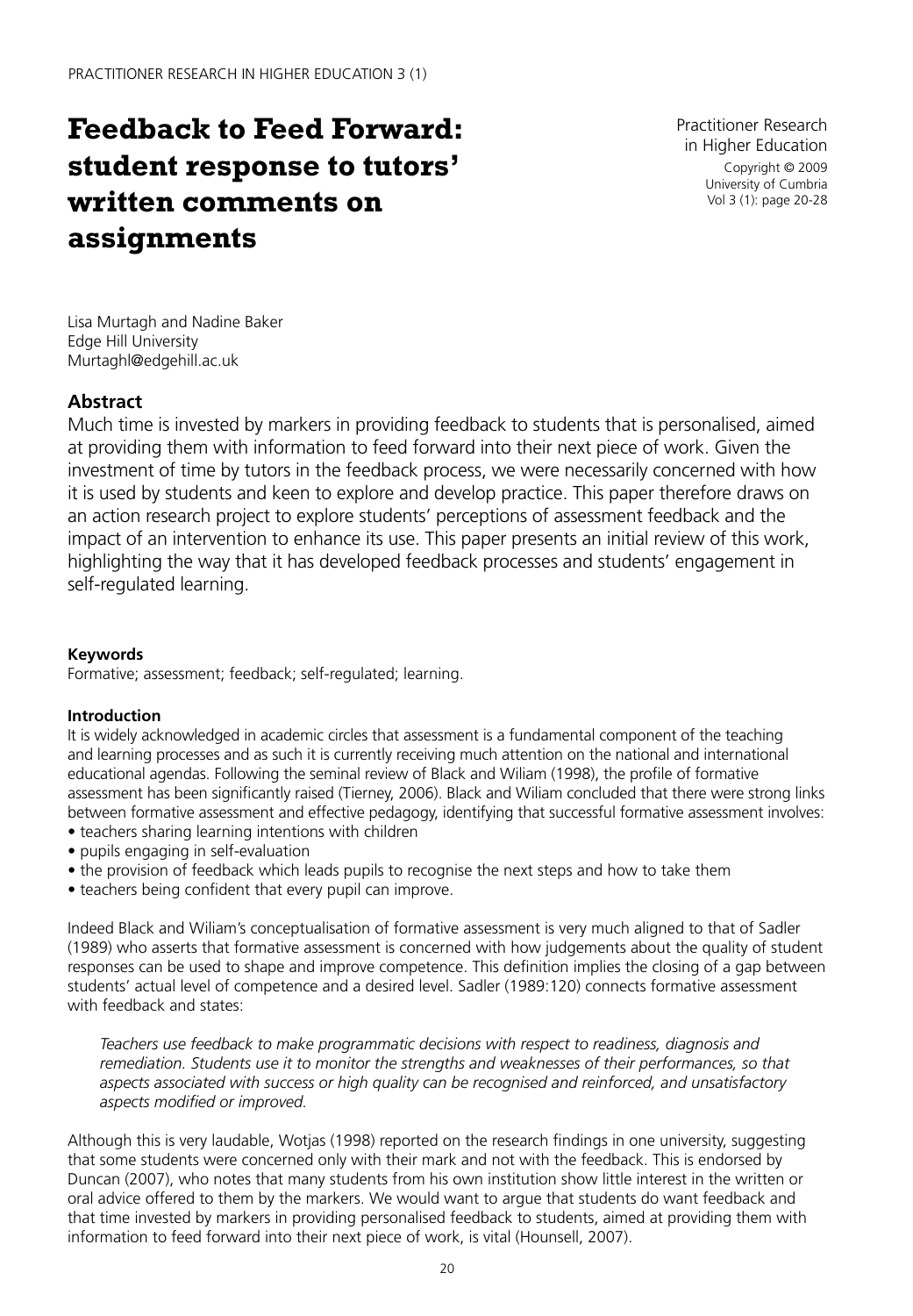# Feedback to Feed Forward: student response to tutors' written comments on assignments

Practitioner Research in Higher Education
Copyright © 2009
University of Cumbria
Vol 3 (1): page 20-28

Lisa Murtagh and Nadine Baker
Edge Hill University
Murtaghl@edgehill.ac.uk

## Abstract

Much time is invested by markers in providing feedback to students that is personalised, aimed at providing them with information to feed forward into their next piece of work. Given the investment of time by tutors in the feedback process, we were necessarily concerned with how it is used by students and keen to explore and develop practice. This paper therefore draws on an action research project to explore students' perceptions of assessment feedback and the impact of an intervention to enhance its use. This paper presents an initial review of this work, highlighting the way that it has developed feedback processes and students' engagement in self-regulated learning.

**Keywords**

Formative; assessment; feedback; self-regulated; learning.

**Introduction**

It is widely acknowledged in academic circles that assessment is a fundamental component of the teaching and learning processes and as such it is currently receiving much attention on the national and international educational agendas. Following the seminal review of Black and Wiliam (1998), the profile of formative assessment has been significantly raised (Tierney, 2006). Black and Wiliam concluded that there were strong links between formative assessment and effective pedagogy, identifying that successful formative assessment involves:

- teachers sharing learning intentions with children
- pupils engaging in self-evaluation
- the provision of feedback which leads pupils to recognise the next steps and how to take them
- teachers being confident that every pupil can improve.

Indeed Black and Wiliam's conceptualisation of formative assessment is very much aligned to that of Sadler (1989) who asserts that formative assessment is concerned with how judgements about the quality of student responses can be used to shape and improve competence. This definition implies the closing of a gap between students' actual level of competence and a desired level. Sadler (1989:120) connects formative assessment with feedback and states:

> *Teachers use feedback to make programmatic decisions with respect to readiness, diagnosis and remediation. Students use it to monitor the strengths and weaknesses of their performances, so that aspects associated with success or high quality can be recognised and reinforced, and unsatisfactory aspects modified or improved.*

Although this is very laudable, Wotjas (1998) reported on the research findings in one university, suggesting that some students were concerned only with their mark and not with the feedback. This is endorsed by Duncan (2007), who notes that many students from his own institution show little interest in the written or oral advice offered to them by the markers. We would want to argue that students do want feedback and that time invested by markers in providing personalised feedback to students, aimed at providing them with information to feed forward into their next piece of work, is vital (Hounsell, 2007).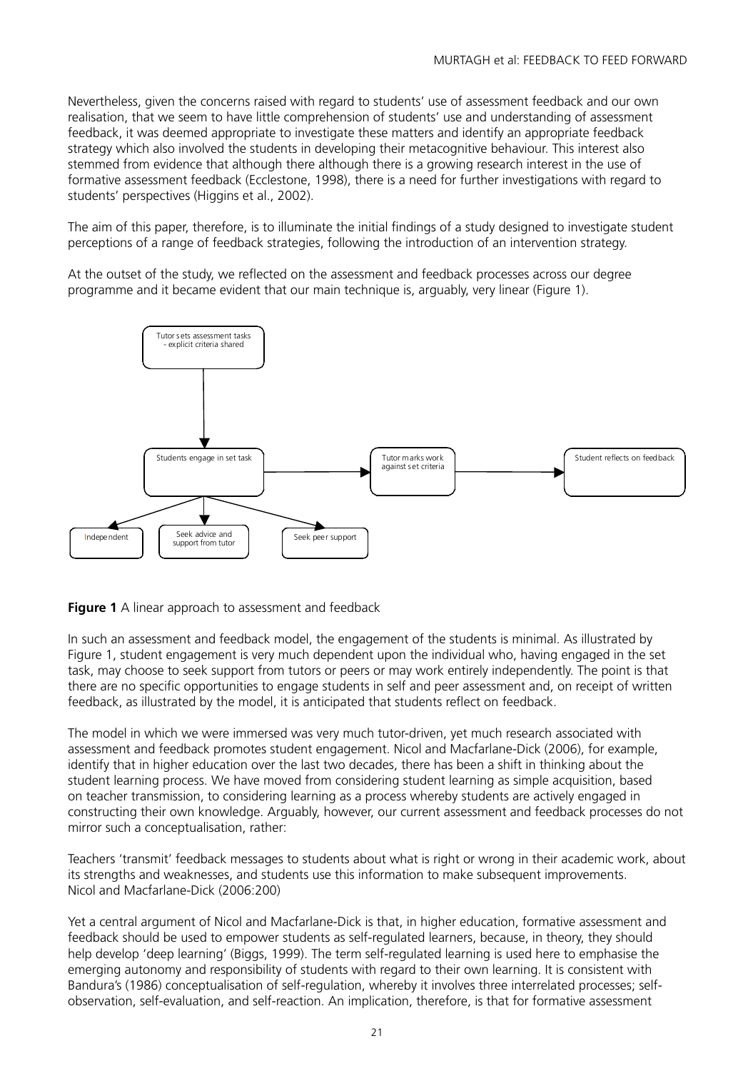Nevertheless, given the concerns raised with regard to students' use of assessment feedback and our own realisation, that we seem to have little comprehension of students' use and understanding of assessment feedback, it was deemed appropriate to investigate these matters and identify an appropriate feedback strategy which also involved the students in developing their metacognitive behaviour. This interest also stemmed from evidence that although there although there is a growing research interest in the use of formative assessment feedback (Ecclestone, 1998), there is a need for further investigations with regard to students' perspectives (Higgins et al., 2002).

The aim of this paper, therefore, is to illuminate the initial findings of a study designed to investigate student perceptions of a range of feedback strategies, following the introduction of an intervention strategy.

At the outset of the study, we reflected on the assessment and feedback processes across our degree programme and it became evident that our main technique is, arguably, very linear (Figure 1).

Tutor sets assessment tasks - explicit criteria shared

Students engage in set task

Tutor marks work against set criteria

Student reflects on feedback

Independent

Seek advice and support from tutor

Seek peer support

**Figure 1** A linear approach to assessment and feedback

In such an assessment and feedback model, the engagement of the students is minimal. As illustrated by Figure 1, student engagement is very much dependent upon the individual who, having engaged in the set task, may choose to seek support from tutors or peers or may work entirely independently. The point is that there are no specific opportunities to engage students in self and peer assessment and, on receipt of written feedback, as illustrated by the model, it is anticipated that students reflect on feedback.

The model in which we were immersed was very much tutor-driven, yet much research associated with assessment and feedback promotes student engagement. Nicol and Macfarlane-Dick (2006), for example, identify that in higher education over the last two decades, there has been a shift in thinking about the student learning process. We have moved from considering student learning as simple acquisition, based on teacher transmission, to considering learning as a process whereby students are actively engaged in constructing their own knowledge. Arguably, however, our current assessment and feedback processes do not mirror such a conceptualisation, rather:

Teachers 'transmit' feedback messages to students about what is right or wrong in their academic work, about its strengths and weaknesses, and students use this information to make subsequent improvements.
Nicol and Macfarlane-Dick (2006:200)

Yet a central argument of Nicol and Macfarlane-Dick is that, in higher education, formative assessment and feedback should be used to empower students as self-regulated learners, because, in theory, they should help develop 'deep learning' (Biggs, 1999). The term self-regulated learning is used here to emphasise the emerging autonomy and responsibility of students with regard to their own learning. It is consistent with Bandura's (1986) conceptualisation of self-regulation, whereby it involves three interrelated processes; self-observation, self-evaluation, and self-reaction. An implication, therefore, is that for formative assessment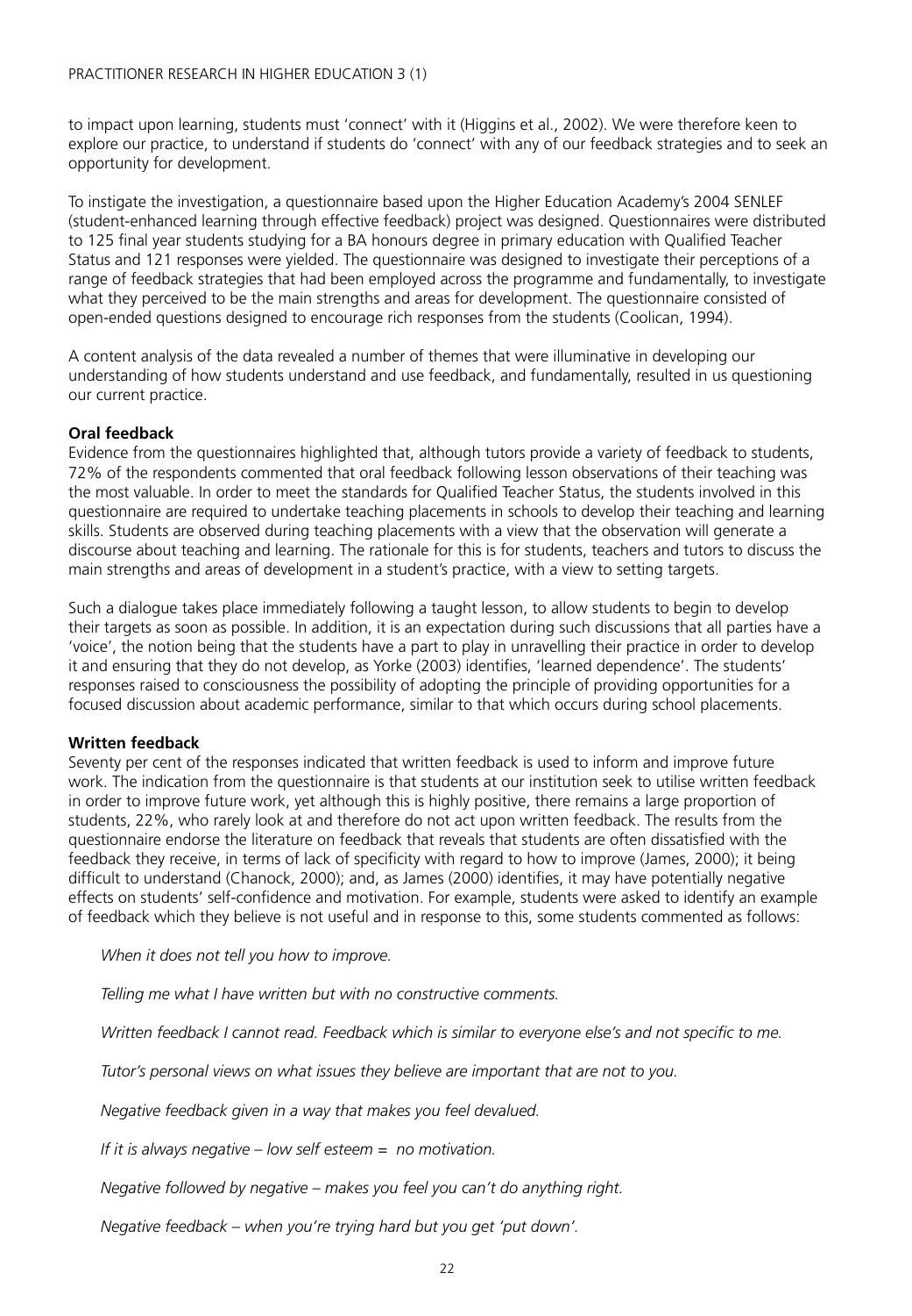to impact upon learning, students must 'connect' with it (Higgins et al., 2002). We were therefore keen to explore our practice, to understand if students do 'connect' with any of our feedback strategies and to seek an opportunity for development.

To instigate the investigation, a questionnaire based upon the Higher Education Academy's 2004 SENLEF (student-enhanced learning through effective feedback) project was designed. Questionnaires were distributed to 125 final year students studying for a BA honours degree in primary education with Qualified Teacher Status and 121 responses were yielded. The questionnaire was designed to investigate their perceptions of a range of feedback strategies that had been employed across the programme and fundamentally, to investigate what they perceived to be the main strengths and areas for development. The questionnaire consisted of open-ended questions designed to encourage rich responses from the students (Coolican, 1994).

A content analysis of the data revealed a number of themes that were illuminative in developing our understanding of how students understand and use feedback, and fundamentally, resulted in us questioning our current practice.

**Oral feedback**

Evidence from the questionnaires highlighted that, although tutors provide a variety of feedback to students, 72% of the respondents commented that oral feedback following lesson observations of their teaching was the most valuable. In order to meet the standards for Qualified Teacher Status, the students involved in this questionnaire are required to undertake teaching placements in schools to develop their teaching and learning skills. Students are observed during teaching placements with a view that the observation will generate a discourse about teaching and learning. The rationale for this is for students, teachers and tutors to discuss the main strengths and areas of development in a student's practice, with a view to setting targets.

Such a dialogue takes place immediately following a taught lesson, to allow students to begin to develop their targets as soon as possible. In addition, it is an expectation during such discussions that all parties have a 'voice', the notion being that the students have a part to play in unravelling their practice in order to develop it and ensuring that they do not develop, as Yorke (2003) identifies, 'learned dependence'. The students' responses raised to consciousness the possibility of adopting the principle of providing opportunities for a focused discussion about academic performance, similar to that which occurs during school placements.

**Written feedback**

Seventy per cent of the responses indicated that written feedback is used to inform and improve future work. The indication from the questionnaire is that students at our institution seek to utilise written feedback in order to improve future work, yet although this is highly positive, there remains a large proportion of students, 22%, who rarely look at and therefore do not act upon written feedback. The results from the questionnaire endorse the literature on feedback that reveals that students are often dissatisfied with the feedback they receive, in terms of lack of specificity with regard to how to improve (James, 2000); it being difficult to understand (Chanock, 2000); and, as James (2000) identifies, it may have potentially negative effects on students' self-confidence and motivation. For example, students were asked to identify an example of feedback which they believe is not useful and in response to this, some students commented as follows:

*When it does not tell you how to improve.*

*Telling me what I have written but with no constructive comments.*

*Written feedback I cannot read. Feedback which is similar to everyone else's and not specific to me.*

*Tutor's personal views on what issues they believe are important that are not to you.*

*Negative feedback given in a way that makes you feel devalued.*

*If it is always negative – low self esteem = no motivation.*

*Negative followed by negative – makes you feel you can't do anything right.*

*Negative feedback – when you're trying hard but you get 'put down'.*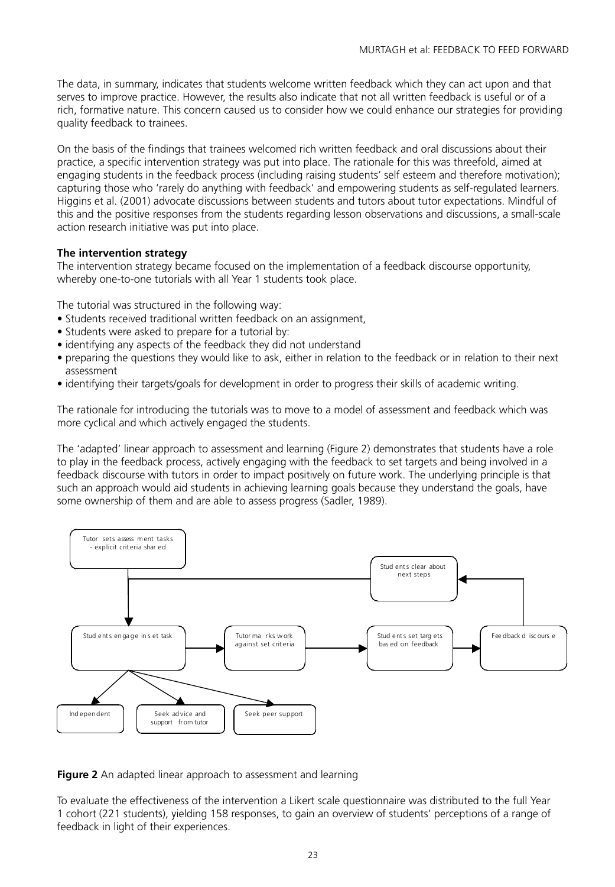The data, in summary, indicates that students welcome written feedback which they can act upon and that serves to improve practice. However, the results also indicate that not all written feedback is useful or of a rich, formative nature. This concern caused us to consider how we could enhance our strategies for providing quality feedback to trainees.

On the basis of the findings that trainees welcomed rich written feedback and oral discussions about their practice, a specific intervention strategy was put into place. The rationale for this was threefold, aimed at engaging students in the feedback process (including raising students' self esteem and therefore motivation); capturing those who 'rarely do anything with feedback' and empowering students as self-regulated learners. Higgins et al. (2001) advocate discussions between students and tutors about tutor expectations. Mindful of this and the positive responses from the students regarding lesson observations and discussions, a small-scale action research initiative was put into place.

**The intervention strategy**

The intervention strategy became focused on the implementation of a feedback discourse opportunity, whereby one-to-one tutorials with all Year 1 students took place.

The tutorial was structured in the following way:

- Students received traditional written feedback on an assignment,
- Students were asked to prepare for a tutorial by:
- identifying any aspects of the feedback they did not understand
- preparing the questions they would like to ask, either in relation to the feedback or in relation to their next assessment
- identifying their targets/goals for development in order to progress their skills of academic writing.

The rationale for introducing the tutorials was to move to a model of assessment and feedback which was more cyclical and which actively engaged the students.

The 'adapted' linear approach to assessment and learning (Figure 2) demonstrates that students have a role to play in the feedback process, actively engaging with the feedback to set targets and being involved in a feedback discourse with tutors in order to impact positively on future work. The underlying principle is that such an approach would aid students in achieving learning goals because they understand the goals, have some ownership of them and are able to assess progress (Sadler, 1989).

**Figure 2** An adapted linear approach to assessment and learning

To evaluate the effectiveness of the intervention a Likert scale questionnaire was distributed to the full Year 1 cohort (221 students), yielding 158 responses, to gain an overview of students' perceptions of a range of feedback in light of their experiences.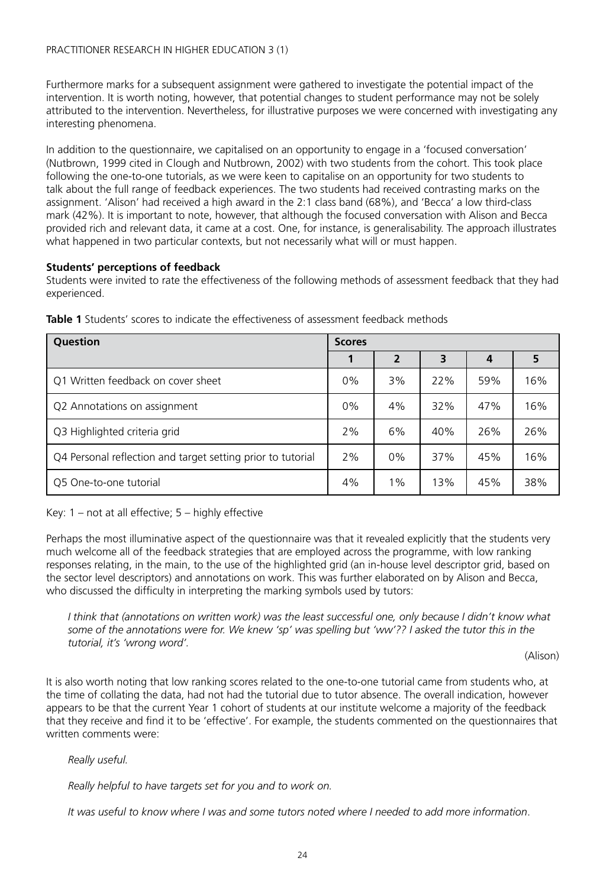Furthermore marks for a subsequent assignment were gathered to investigate the potential impact of the intervention. It is worth noting, however, that potential changes to student performance may not be solely attributed to the intervention. Nevertheless, for illustrative purposes we were concerned with investigating any interesting phenomena.

In addition to the questionnaire, we capitalised on an opportunity to engage in a 'focused conversation' (Nutbrown, 1999 cited in Clough and Nutbrown, 2002) with two students from the cohort. This took place following the one-to-one tutorials, as we were keen to capitalise on an opportunity for two students to talk about the full range of feedback experiences. The two students had received contrasting marks on the assignment. 'Alison' had received a high award in the 2:1 class band (68%), and 'Becca' a low third-class mark (42%). It is important to note, however, that although the focused conversation with Alison and Becca provided rich and relevant data, it came at a cost. One, for instance, is generalisability. The approach illustrates what happened in two particular contexts, but not necessarily what will or must happen.

**Students' perceptions of feedback**

Students were invited to rate the effectiveness of the following methods of assessment feedback that they had experienced.

**Table 1** Students' scores to indicate the effectiveness of assessment feedback methods

| Question | Scores | | | | |
|---|---|---|---|---|---|
| | 1 | 2 | 3 | 4 | 5 |
| Q1 Written feedback on cover sheet | 0% | 3% | 22% | 59% | 16% |
| Q2 Annotations on assignment | 0% | 4% | 32% | 47% | 16% |
| Q3 Highlighted criteria grid | 2% | 6% | 40% | 26% | 26% |
| Q4 Personal reflection and target setting prior to tutorial | 2% | 0% | 37% | 45% | 16% |
| Q5 One-to-one tutorial | 4% | 1% | 13% | 45% | 38% |

Key: 1 – not at all effective; 5 – highly effective

Perhaps the most illuminative aspect of the questionnaire was that it revealed explicitly that the students very much welcome all of the feedback strategies that are employed across the programme, with low ranking responses relating, in the main, to the use of the highlighted grid (an in-house level descriptor grid, based on the sector level descriptors) and annotations on work. This was further elaborated on by Alison and Becca, who discussed the difficulty in interpreting the marking symbols used by tutors:

> *I think that (annotations on written work) was the least successful one, only because I didn't know what some of the annotations were for. We knew 'sp' was spelling but 'ww'?? I asked the tutor this in the tutorial, it's 'wrong word'.*
>
> (Alison)

It is also worth noting that low ranking scores related to the one-to-one tutorial came from students who, at the time of collating the data, had not had the tutorial due to tutor absence. The overall indication, however appears to be that the current Year 1 cohort of students at our institute welcome a majority of the feedback that they receive and find it to be 'effective'. For example, the students commented on the questionnaires that written comments were:

> *Really useful.*
>
> *Really helpful to have targets set for you and to work on.*
>
> *It was useful to know where I was and some tutors noted where I needed to add more information.*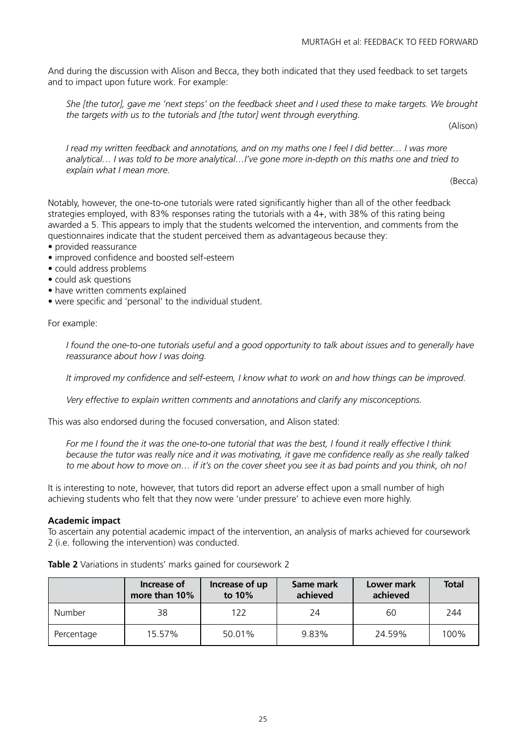And during the discussion with Alison and Becca, they both indicated that they used feedback to set targets and to impact upon future work. For example:

> *She [the tutor], gave me 'next steps' on the feedback sheet and I used these to make targets. We brought the targets with us to the tutorials and [the tutor] went through everything.*
>
> (Alison)

> *I read my written feedback and annotations, and on my maths one I feel I did better… I was more analytical… I was told to be more analytical…I've gone more in-depth on this maths one and tried to explain what I mean more.*
>
> (Becca)

Notably, however, the one-to-one tutorials were rated significantly higher than all of the other feedback strategies employed, with 83% responses rating the tutorials with a 4+, with 38% of this rating being awarded a 5. This appears to imply that the students welcomed the intervention, and comments from the questionnaires indicate that the student perceived them as advantageous because they:

- provided reassurance
- improved confidence and boosted self-esteem
- could address problems
- could ask questions
- have written comments explained
- were specific and 'personal' to the individual student.

For example:

> *I found the one-to-one tutorials useful and a good opportunity to talk about issues and to generally have reassurance about how I was doing.*

> *It improved my confidence and self-esteem, I know what to work on and how things can be improved.*

> *Very effective to explain written comments and annotations and clarify any misconceptions.*

This was also endorsed during the focused conversation, and Alison stated:

> *For me I found the it was the one-to-one tutorial that was the best, I found it really effective I think because the tutor was really nice and it was motivating, it gave me confidence really as she really talked to me about how to move on… if it's on the cover sheet you see it as bad points and you think, oh no!*

It is interesting to note, however, that tutors did report an adverse effect upon a small number of high achieving students who felt that they now were 'under pressure' to achieve even more highly.

**Academic impact**

To ascertain any potential academic impact of the intervention, an analysis of marks achieved for coursework 2 (i.e. following the intervention) was conducted.

**Table 2** Variations in students' marks gained for coursework 2

| | Increase of more than 10% | Increase of up to 10% | Same mark achieved | Lower mark achieved | Total |
|---|---|---|---|---|---|
| Number | 38 | 122 | 24 | 60 | 244 |
| Percentage | 15.57% | 50.01% | 9.83% | 24.59% | 100% |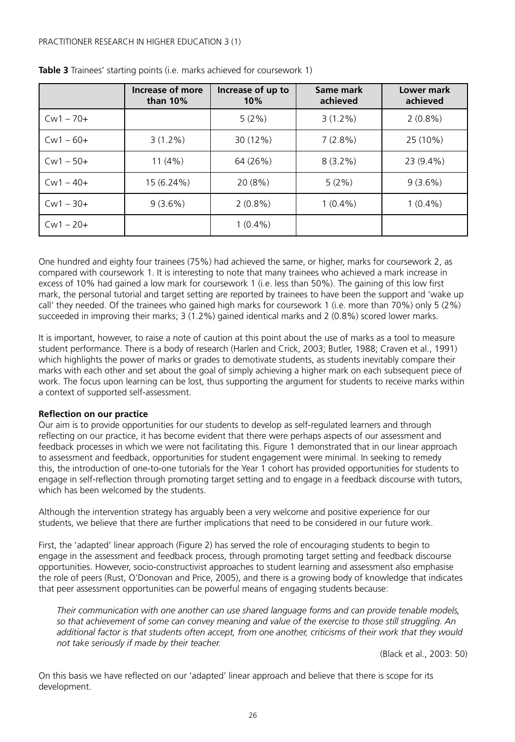**Table 3** Trainees' starting points (i.e. marks achieved for coursework 1)

| | Increase of more than 10% | Increase of up to 10% | Same mark achieved | Lower mark achieved |
|---|---|---|---|---|
| Cw1 – 70+ | | 5 (2%) | 3 (1.2%) | 2 (0.8%) |
| Cw1 – 60+ | 3 (1.2%) | 30 (12%) | 7 (2.8%) | 25 (10%) |
| Cw1 – 50+ | 11 (4%) | 64 (26%) | 8 (3.2%) | 23 (9.4%) |
| Cw1 – 40+ | 15 (6.24%) | 20 (8%) | 5 (2%) | 9 (3.6%) |
| Cw1 – 30+ | 9 (3.6%) | 2 (0.8%) | 1 (0.4%) | 1 (0.4%) |
| Cw1 – 20+ | | 1 (0.4%) | | |

One hundred and eighty four trainees (75%) had achieved the same, or higher, marks for coursework 2, as compared with coursework 1. It is interesting to note that many trainees who achieved a mark increase in excess of 10% had gained a low mark for coursework 1 (i.e. less than 50%). The gaining of this low first mark, the personal tutorial and target setting are reported by trainees to have been the support and 'wake up call' they needed. Of the trainees who gained high marks for coursework 1 (i.e. more than 70%) only 5 (2%) succeeded in improving their marks; 3 (1.2%) gained identical marks and 2 (0.8%) scored lower marks.

It is important, however, to raise a note of caution at this point about the use of marks as a tool to measure student performance. There is a body of research (Harlen and Crick, 2003; Butler, 1988; Craven et al., 1991) which highlights the power of marks or grades to demotivate students, as students inevitably compare their marks with each other and set about the goal of simply achieving a higher mark on each subsequent piece of work. The focus upon learning can be lost, thus supporting the argument for students to receive marks within a context of supported self-assessment.

**Reflection on our practice**

Our aim is to provide opportunities for our students to develop as self-regulated learners and through reflecting on our practice, it has become evident that there were perhaps aspects of our assessment and feedback processes in which we were not facilitating this. Figure 1 demonstrated that in our linear approach to assessment and feedback, opportunities for student engagement were minimal. In seeking to remedy this, the introduction of one-to-one tutorials for the Year 1 cohort has provided opportunities for students to engage in self-reflection through promoting target setting and to engage in a feedback discourse with tutors, which has been welcomed by the students.

Although the intervention strategy has arguably been a very welcome and positive experience for our students, we believe that there are further implications that need to be considered in our future work.

First, the 'adapted' linear approach (Figure 2) has served the role of encouraging students to begin to engage in the assessment and feedback process, through promoting target setting and feedback discourse opportunities. However, socio-constructivist approaches to student learning and assessment also emphasise the role of peers (Rust, O'Donovan and Price, 2005), and there is a growing body of knowledge that indicates that peer assessment opportunities can be powerful means of engaging students because:

> *Their communication with one another can use shared language forms and can provide tenable models, so that achievement of some can convey meaning and value of the exercise to those still struggling. An additional factor is that students often accept, from one another, criticisms of their work that they would not take seriously if made by their teacher.*
>
> (Black et al., 2003: 50)

On this basis we have reflected on our 'adapted' linear approach and believe that there is scope for its development.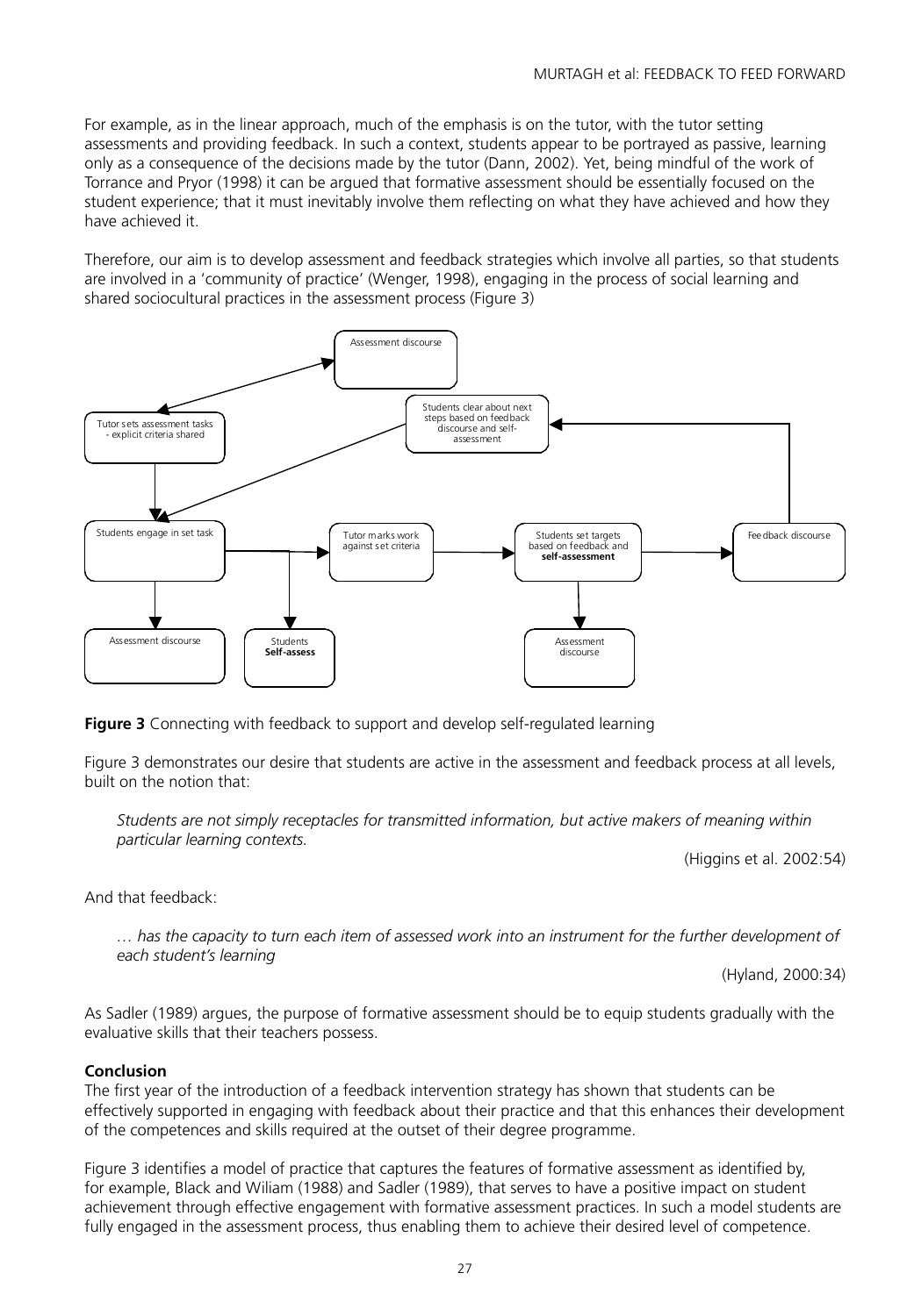For example, as in the linear approach, much of the emphasis is on the tutor, with the tutor setting assessments and providing feedback. In such a context, students appear to be portrayed as passive, learning only as a consequence of the decisions made by the tutor (Dann, 2002). Yet, being mindful of the work of Torrance and Pryor (1998) it can be argued that formative assessment should be essentially focused on the student experience; that it must inevitably involve them reflecting on what they have achieved and how they have achieved it.

Therefore, our aim is to develop assessment and feedback strategies which involve all parties, so that students are involved in a 'community of practice' (Wenger, 1998), engaging in the process of social learning and shared sociocultural practices in the assessment process (Figure 3)

Assessment discourse

Tutor sets assessment tasks - explicit criteria shared

Students clear about next steps based on feedback discourse and self-assessment

Students engage in set task

Tutor marks work against set criteria

Students set targets based on feedback and **self-assessment**

Feedback discourse

Assessment discourse

Students **Self-assess**

Assessment discourse

**Figure 3** Connecting with feedback to support and develop self-regulated learning

Figure 3 demonstrates our desire that students are active in the assessment and feedback process at all levels, built on the notion that:

> *Students are not simply receptacles for transmitted information, but active makers of meaning within particular learning contexts.*
>
> (Higgins et al. 2002:54)

And that feedback:

> *… has the capacity to turn each item of assessed work into an instrument for the further development of each student's learning*
>
> (Hyland, 2000:34)

As Sadler (1989) argues, the purpose of formative assessment should be to equip students gradually with the evaluative skills that their teachers possess.

## Conclusion

The first year of the introduction of a feedback intervention strategy has shown that students can be effectively supported in engaging with feedback about their practice and that this enhances their development of the competences and skills required at the outset of their degree programme.

Figure 3 identifies a model of practice that captures the features of formative assessment as identified by, for example, Black and Wiliam (1988) and Sadler (1989), that serves to have a positive impact on student achievement through effective engagement with formative assessment practices. In such a model students are fully engaged in the assessment process, thus enabling them to achieve their desired level of competence.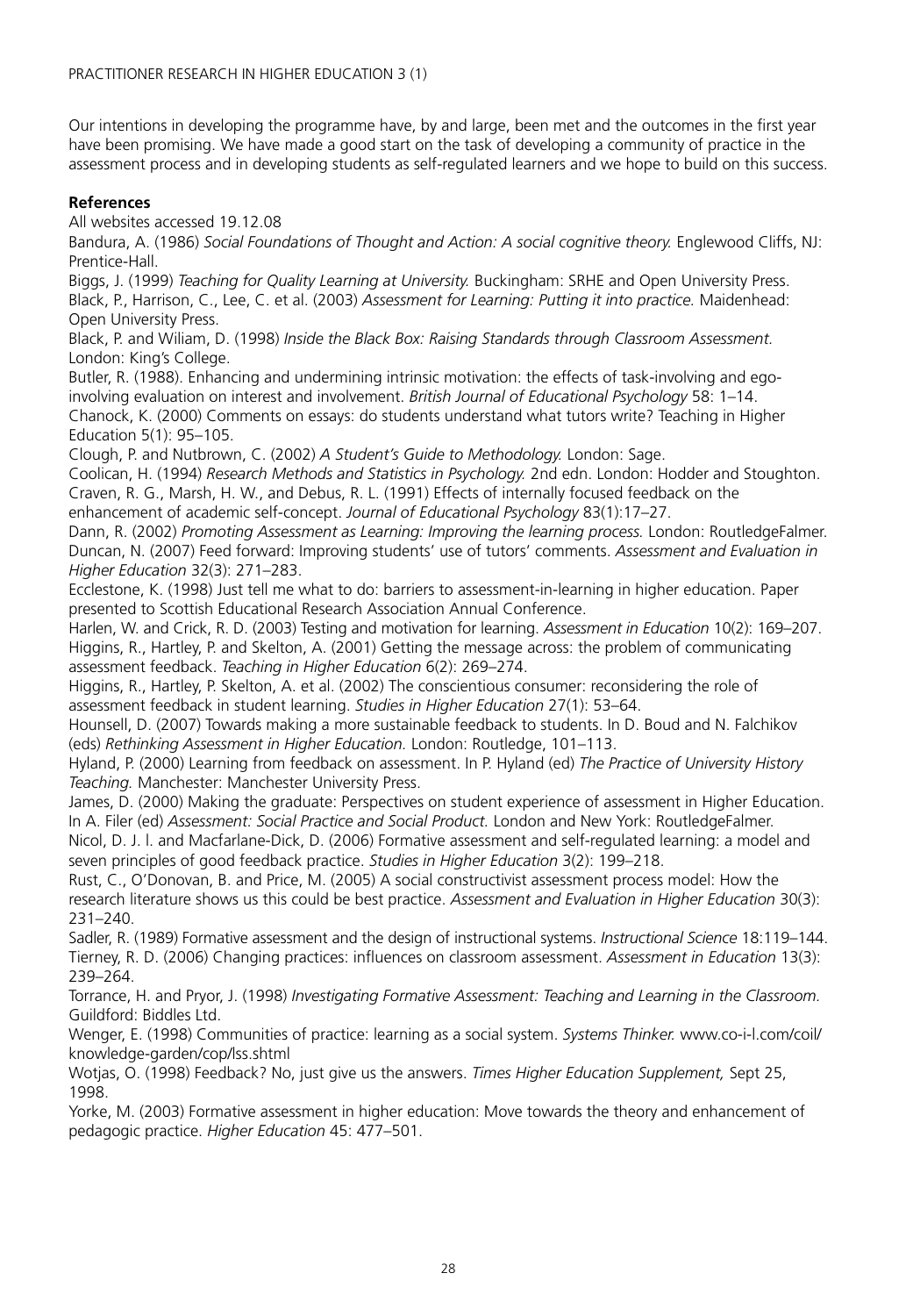Our intentions in developing the programme have, by and large, been met and the outcomes in the first year have been promising. We have made a good start on the task of developing a community of practice in the assessment process and in developing students as self-regulated learners and we hope to build on this success.

**References**

All websites accessed 19.12.08

Bandura, A. (1986) *Social Foundations of Thought and Action: A social cognitive theory.* Englewood Cliffs, NJ: Prentice-Hall.

Biggs, J. (1999) *Teaching for Quality Learning at University.* Buckingham: SRHE and Open University Press.

Black, P., Harrison, C., Lee, C. et al. (2003) *Assessment for Learning: Putting it into practice.* Maidenhead: Open University Press.

Black, P. and Wiliam, D. (1998) *Inside the Black Box: Raising Standards through Classroom Assessment.* London: King's College.

Butler, R. (1988). Enhancing and undermining intrinsic motivation: the effects of task-involving and ego-involving evaluation on interest and involvement. *British Journal of Educational Psychology* 58: 1–14.

Chanock, K. (2000) Comments on essays: do students understand what tutors write? Teaching in Higher Education 5(1): 95–105.

Clough, P. and Nutbrown, C. (2002) *A Student's Guide to Methodology.* London: Sage.

Coolican, H. (1994) *Research Methods and Statistics in Psychology.* 2nd edn. London: Hodder and Stoughton.

Craven, R. G., Marsh, H. W., and Debus, R. L. (1991) Effects of internally focused feedback on the enhancement of academic self-concept. *Journal of Educational Psychology* 83(1):17–27.

Dann, R. (2002) *Promoting Assessment as Learning: Improving the learning process.* London: RoutledgeFalmer.

Duncan, N. (2007) Feed forward: Improving students' use of tutors' comments. *Assessment and Evaluation in Higher Education* 32(3): 271–283.

Ecclestone, K. (1998) Just tell me what to do: barriers to assessment-in-learning in higher education. Paper presented to Scottish Educational Research Association Annual Conference.

Harlen, W. and Crick, R. D. (2003) Testing and motivation for learning. *Assessment in Education* 10(2): 169–207.

Higgins, R., Hartley, P. and Skelton, A. (2001) Getting the message across: the problem of communicating assessment feedback. *Teaching in Higher Education* 6(2): 269–274.

Higgins, R., Hartley, P. Skelton, A. et al. (2002) The conscientious consumer: reconsidering the role of assessment feedback in student learning. *Studies in Higher Education* 27(1): 53–64.

Hounsell, D. (2007) Towards making a more sustainable feedback to students. In D. Boud and N. Falchikov (eds) *Rethinking Assessment in Higher Education.* London: Routledge, 101–113.

Hyland, P. (2000) Learning from feedback on assessment. In P. Hyland (ed) *The Practice of University History Teaching.* Manchester: Manchester University Press.

James, D. (2000) Making the graduate: Perspectives on student experience of assessment in Higher Education. In A. Filer (ed) *Assessment: Social Practice and Social Product.* London and New York: RoutledgeFalmer.

Nicol, D. J. l. and Macfarlane-Dick, D. (2006) Formative assessment and self-regulated learning: a model and seven principles of good feedback practice. *Studies in Higher Education* 3(2): 199–218.

Rust, C., O'Donovan, B. and Price, M. (2005) A social constructivist assessment process model: How the research literature shows us this could be best practice. *Assessment and Evaluation in Higher Education* 30(3): 231–240.

Sadler, R. (1989) Formative assessment and the design of instructional systems. *Instructional Science* 18:119–144.

Tierney, R. D. (2006) Changing practices: influences on classroom assessment. *Assessment in Education* 13(3): 239–264.

Torrance, H. and Pryor, J. (1998) *Investigating Formative Assessment: Teaching and Learning in the Classroom.* Guildford: Biddles Ltd.

Wenger, E. (1998) Communities of practice: learning as a social system. *Systems Thinker.* www.co-i-l.com/coil/knowledge-garden/cop/lss.shtml

Wotjas, O. (1998) Feedback? No, just give us the answers. *Times Higher Education Supplement,* Sept 25, 1998.

Yorke, M. (2003) Formative assessment in higher education: Move towards the theory and enhancement of pedagogic practice. *Higher Education* 45: 477–501.